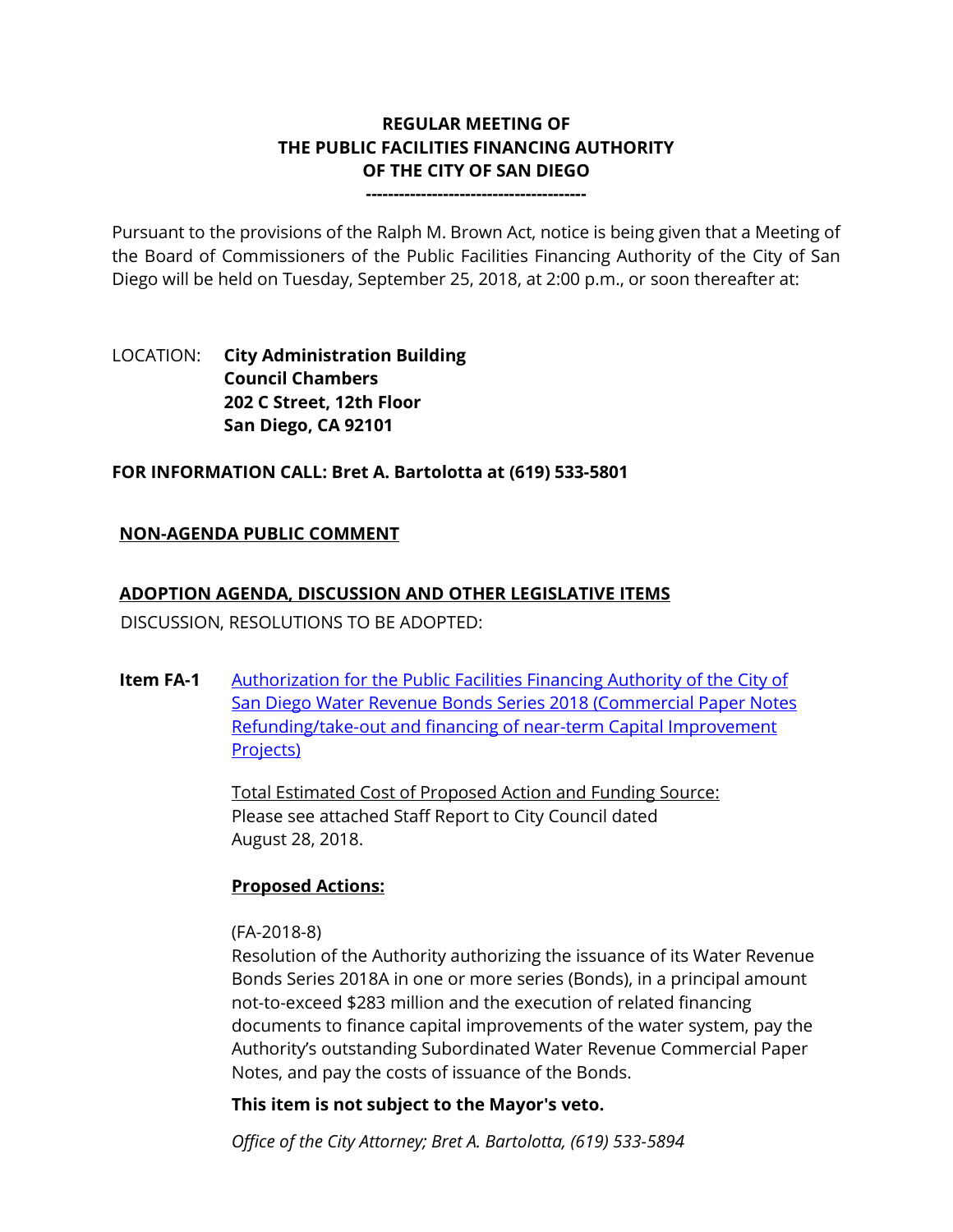**REGULAR MEETING OF**
**THE PUBLIC FACILITIES FINANCING AUTHORITY**
**OF THE CITY OF SAN DIEGO**
**---------------------------------------**

Pursuant to the provisions of the Ralph M. Brown Act, notice is being given that a Meeting of the Board of Commissioners of the Public Facilities Financing Authority of the City of San Diego will be held on Tuesday, September 25, 2018, at 2:00 p.m., or soon thereafter at:

LOCATION: **City Administration Building**
**Council Chambers**
**202 C Street, 12th Floor**
**San Diego, CA 92101**

**FOR INFORMATION CALL: Bret A. Bartolotta at (619) 533-5801**

**NON-AGENDA PUBLIC COMMENT**

**ADOPTION AGENDA, DISCUSSION AND OTHER LEGISLATIVE ITEMS**

DISCUSSION, RESOLUTIONS TO BE ADOPTED:

**Item FA-1** Authorization for the Public Facilities Financing Authority of the City of San Diego Water Revenue Bonds Series 2018 (Commercial Paper Notes Refunding/take-out and financing of near-term Capital Improvement Projects)

Total Estimated Cost of Proposed Action and Funding Source:
Please see attached Staff Report to City Council dated August 28, 2018.

**Proposed Actions:**

(FA-2018-8)
Resolution of the Authority authorizing the issuance of its Water Revenue Bonds Series 2018A in one or more series (Bonds), in a principal amount not-to-exceed $283 million and the execution of related financing documents to finance capital improvements of the water system, pay the Authority's outstanding Subordinated Water Revenue Commercial Paper Notes, and pay the costs of issuance of the Bonds.

**This item is not subject to the Mayor's veto.**

*Office of the City Attorney; Bret A. Bartolotta, (619) 533-5894*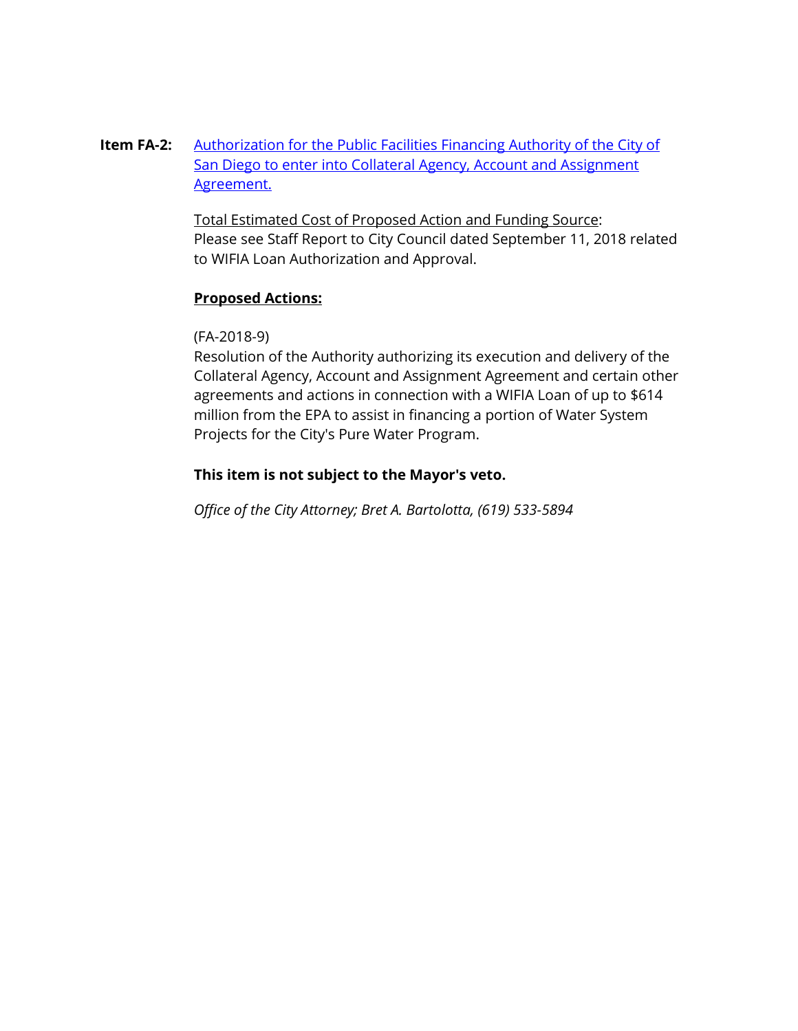**Item FA-2:** Authorization for the Public Facilities Financing Authority of the City of San Diego to enter into Collateral Agency, Account and Assignment Agreement.

Total Estimated Cost of Proposed Action and Funding Source:
Please see Staff Report to City Council dated September 11, 2018 related to WIFIA Loan Authorization and Approval.

**Proposed Actions:**

(FA-2018-9)
Resolution of the Authority authorizing its execution and delivery of the Collateral Agency, Account and Assignment Agreement and certain other agreements and actions in connection with a WIFIA Loan of up to $614 million from the EPA to assist in financing a portion of Water System Projects for the City's Pure Water Program.

**This item is not subject to the Mayor's veto.**

*Office of the City Attorney; Bret A. Bartolotta, (619) 533-5894*